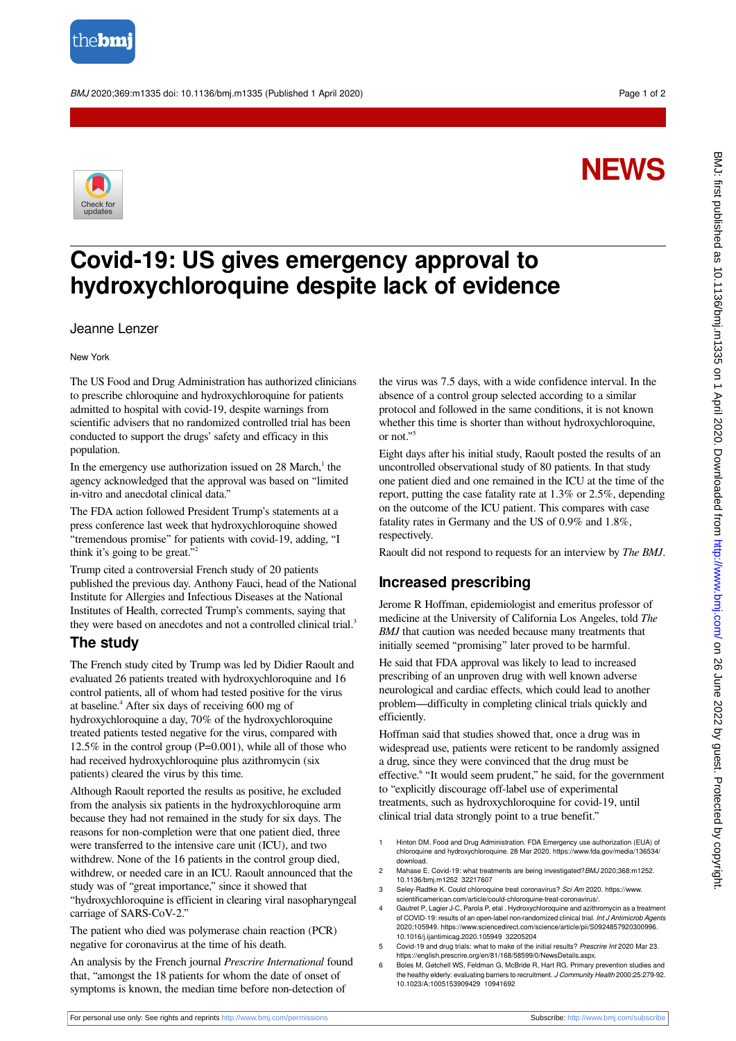NEWS

# Covid-19: US gives emergency approval to hydroxychloroquine despite lack of evidence

Jeanne Lenzer

New York

The US Food and Drug Administration has authorized clinicians to prescribe chloroquine and hydroxychloroquine for patients admitted to hospital with covid-19, despite warnings from scientific advisers that no randomized controlled trial has been conducted to support the drugs' safety and efficacy in this population.

In the emergency use authorization issued on 28 March,[1] the agency acknowledged that the approval was based on "limited in-vitro and anecdotal clinical data."

The FDA action followed President Trump's statements at a press conference last week that hydroxychloroquine showed "tremendous promise" for patients with covid-19, adding, "I think it's going to be great."[2]

Trump cited a controversial French study of 20 patients published the previous day. Anthony Fauci, head of the National Institute for Allergies and Infectious Diseases at the National Institutes of Health, corrected Trump's comments, saying that they were based on anecdotes and not a controlled clinical trial.[3]

## The study

The French study cited by Trump was led by Didier Raoult and evaluated 26 patients treated with hydroxychloroquine and 16 control patients, all of whom had tested positive for the virus at baseline.[4] After six days of receiving 600 mg of hydroxychloroquine a day, 70% of the hydroxychloroquine treated patients tested negative for the virus, compared with 12.5% in the control group (P=0.001), while all of those who had received hydroxychloroquine plus azithromycin (six patients) cleared the virus by this time.

Although Raoult reported the results as positive, he excluded from the analysis six patients in the hydroxychloroquine arm because they had not remained in the study for six days. The reasons for non-completion were that one patient died, three were transferred to the intensive care unit (ICU), and two withdrew. None of the 16 patients in the control group died, withdrew, or needed care in an ICU. Raoult announced that the study was of "great importance," since it showed that "hydroxychloroquine is efficient in clearing viral nasopharyngeal carriage of SARS-CoV-2."

The patient who died was polymerase chain reaction (PCR) negative for coronavirus at the time of his death.

An analysis by the French journal *Prescrire International* found that, "amongst the 18 patients for whom the date of onset of symptoms is known, the median time before non-detection of the virus was 7.5 days, with a wide confidence interval. In the absence of a control group selected according to a similar protocol and followed in the same conditions, it is not known whether this time is shorter than without hydroxychloroquine, or not."[5]

Eight days after his initial study, Raoult posted the results of an uncontrolled observational study of 80 patients. In that study one patient died and one remained in the ICU at the time of the report, putting the case fatality rate at 1.3% or 2.5%, depending on the outcome of the ICU patient. This compares with case fatality rates in Germany and the US of 0.9% and 1.8%, respectively.

Raoult did not respond to requests for an interview by *The BMJ*.

## Increased prescribing

Jerome R Hoffman, epidemiologist and emeritus professor of medicine at the University of California Los Angeles, told *The BMJ* that caution was needed because many treatments that initially seemed "promising" later proved to be harmful.

He said that FDA approval was likely to lead to increased prescribing of an unproven drug with well known adverse neurological and cardiac effects, which could lead to another problem—difficulty in completing clinical trials quickly and efficiently.

Hoffman said that studies showed that, once a drug was in widespread use, patients were reticent to be randomly assigned a drug, since they were convinced that the drug must be effective.[6] "It would seem prudent," he said, for the government to "explicitly discourage off-label use of experimental treatments, such as hydroxychloroquine for covid-19, until clinical trial data strongly point to a true benefit."

1. Hinton DM. Food and Drug Administration. FDA Emergency use authorization (EUA) of chloroquine and hydroxychloroquine. 28 Mar 2020. https://www.fda.gov/media/136534/download.
2. Mahase E. Covid-19: what treatments are being investigated? *BMJ* 2020;368:m1252. 10.1136/bmj.m1252 32217607
3. Seley-Radtke K. Could chloroquine treat coronavirus? *Sci Am* 2020. https://www.scientificamerican.com/article/could-chloroquine-treat-coronavirus/.
4. Gautret P, Lagier J-C, Parola P, etal . Hydroxychloroquine and azithromycin as a treatment of COVID-19: results of an open-label non-randomized clinical trial. *Int J Antimicrob Agents* 2020;105949. https://www.sciencedirect.com/science/article/pii/S0924857920300996. 10.1016/j.ijantimicag.2020.105949 32205204
5. Covid-19 and drug trials: what to make of the initial results? *Prescrire Int* 2020 Mar 23. https://english.prescrire.org/en/81/168/58599/0/NewsDetails.aspx.
6. Boles M, Getchell WS, Feldman G, McBride R, Hart RG. Primary prevention studies and the healthy elderly: evaluating barriers to recruitment. *J Community Health* 2000;25:279-92. 10.1023/A:1005153909429 10941692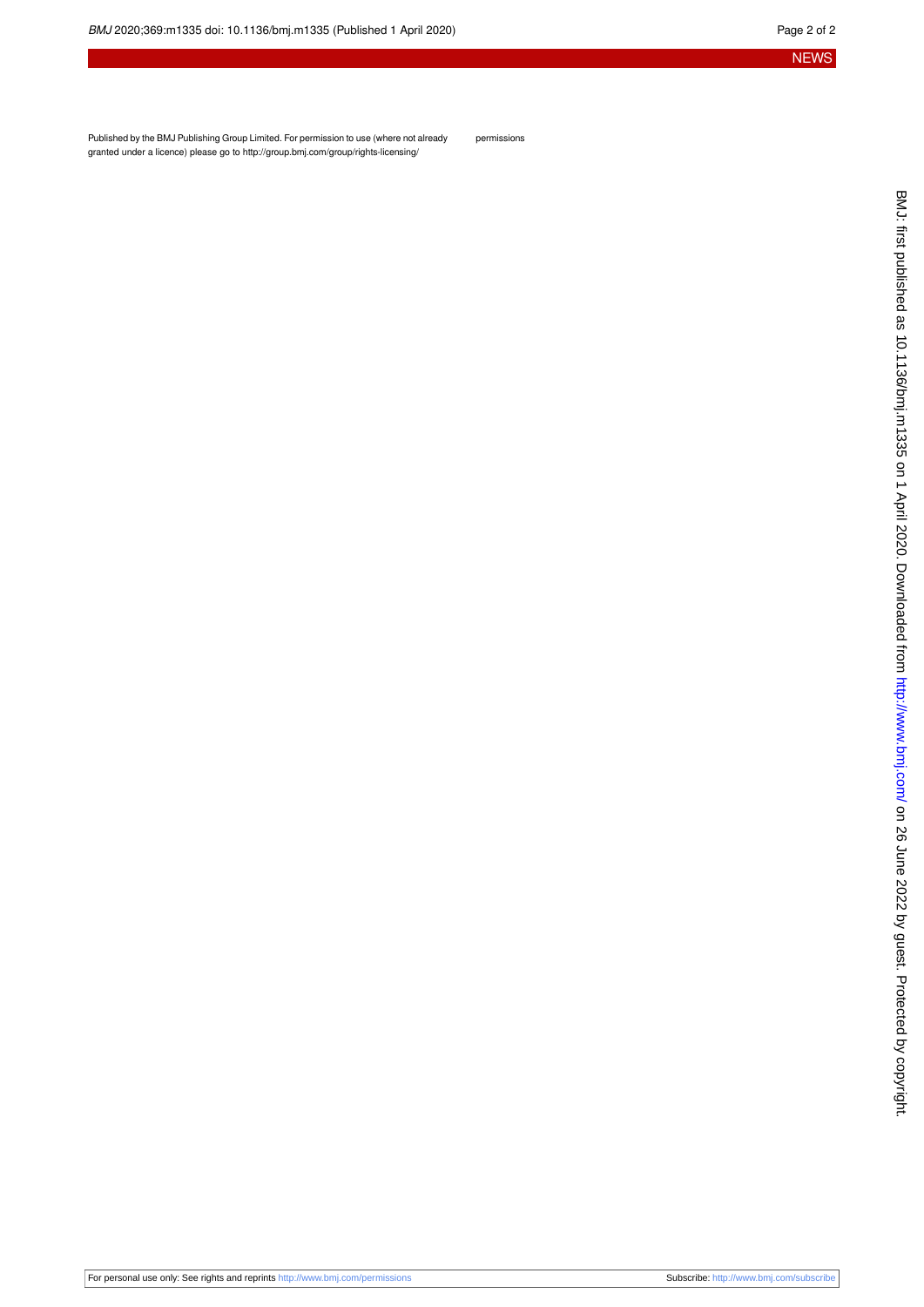Published by the BMJ Publishing Group Limited. For permission to use (where not already granted under a licence) please go to http://group.bmj.com/group/rights-licensing/permissions